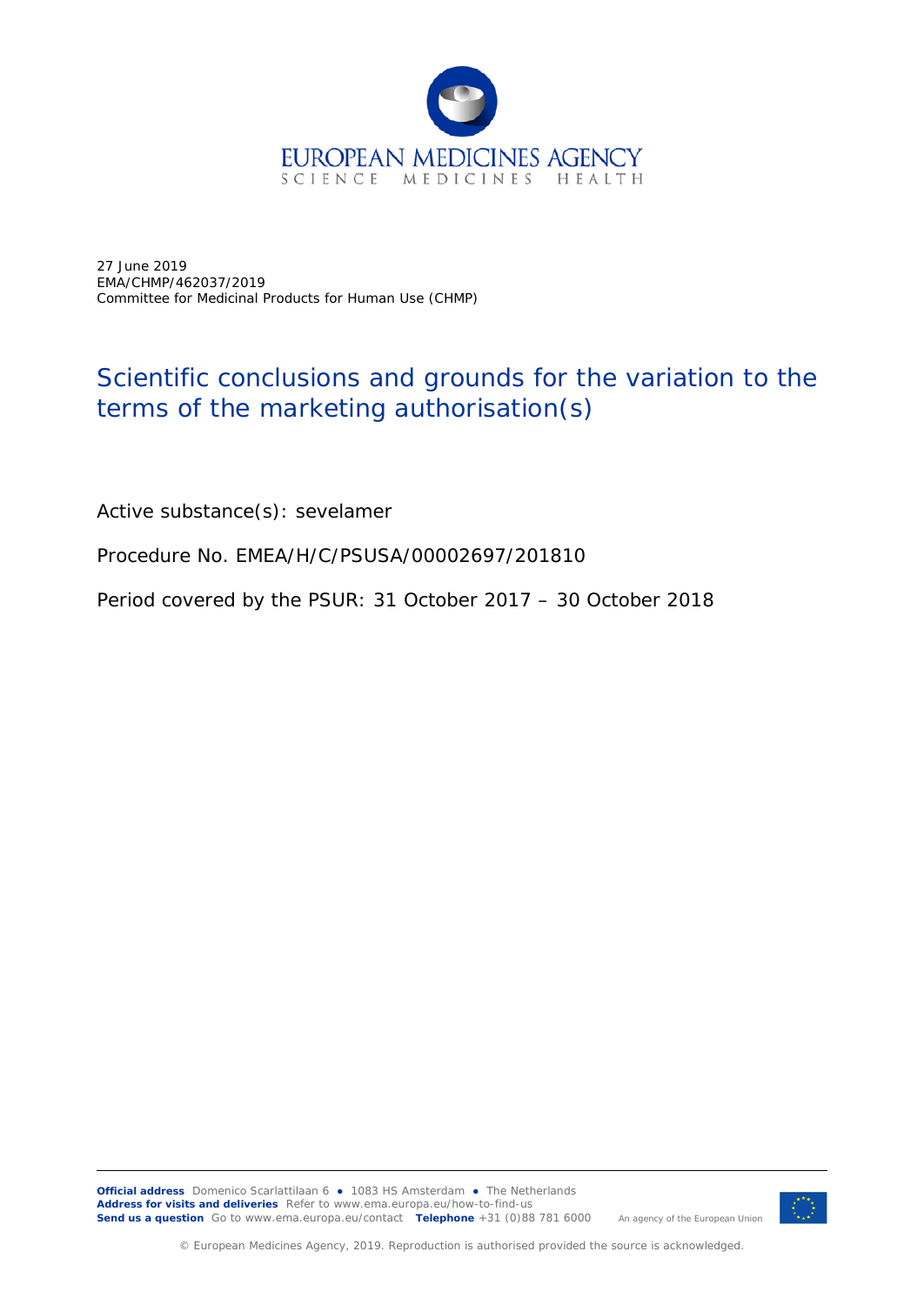27 June 2019
EMA/CHMP/462037/2019
Committee for Medicinal Products for Human Use (CHMP)

# Scientific conclusions and grounds for the variation to the terms of the marketing authorisation(s)

Active substance(s): sevelamer

Procedure No. EMEA/H/C/PSUSA/00002697/201810

Period covered by the PSUR: 31 October 2017 – 30 October 2018

**Official address** Domenico Scarlattilaan 6 ● 1083 HS Amsterdam ● The Netherlands
**Address for visits and deliveries** Refer to www.ema.europa.eu/how-to-find-us
**Send us a question** Go to www.ema.europa.eu/contact **Telephone** +31 (0)88 781 6000

An agency of the European Union

© European Medicines Agency, 2019. Reproduction is authorised provided the source is acknowledged.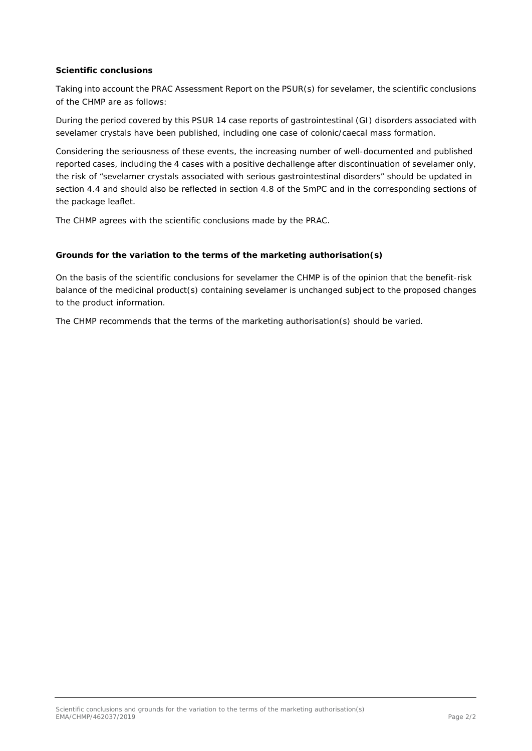**Scientific conclusions**

Taking into account the PRAC Assessment Report on the PSUR(s) for sevelamer, the scientific conclusions of the CHMP are as follows:

During the period covered by this PSUR 14 case reports of gastrointestinal (GI) disorders associated with sevelamer crystals have been published, including one case of colonic/caecal mass formation.

Considering the seriousness of these events, the increasing number of well-documented and published reported cases, including the 4 cases with a positive dechallenge after discontinuation of sevelamer only, the risk of "sevelamer crystals associated with serious gastrointestinal disorders" should be updated in section 4.4 and should also be reflected in section 4.8 of the SmPC and in the corresponding sections of the package leaflet.

The CHMP agrees with the scientific conclusions made by the PRAC.

**Grounds for the variation to the terms of the marketing authorisation(s)**

On the basis of the scientific conclusions for sevelamer the CHMP is of the opinion that the benefit-risk balance of the medicinal product(s) containing sevelamer is unchanged subject to the proposed changes to the product information.

The CHMP recommends that the terms of the marketing authorisation(s) should be varied.